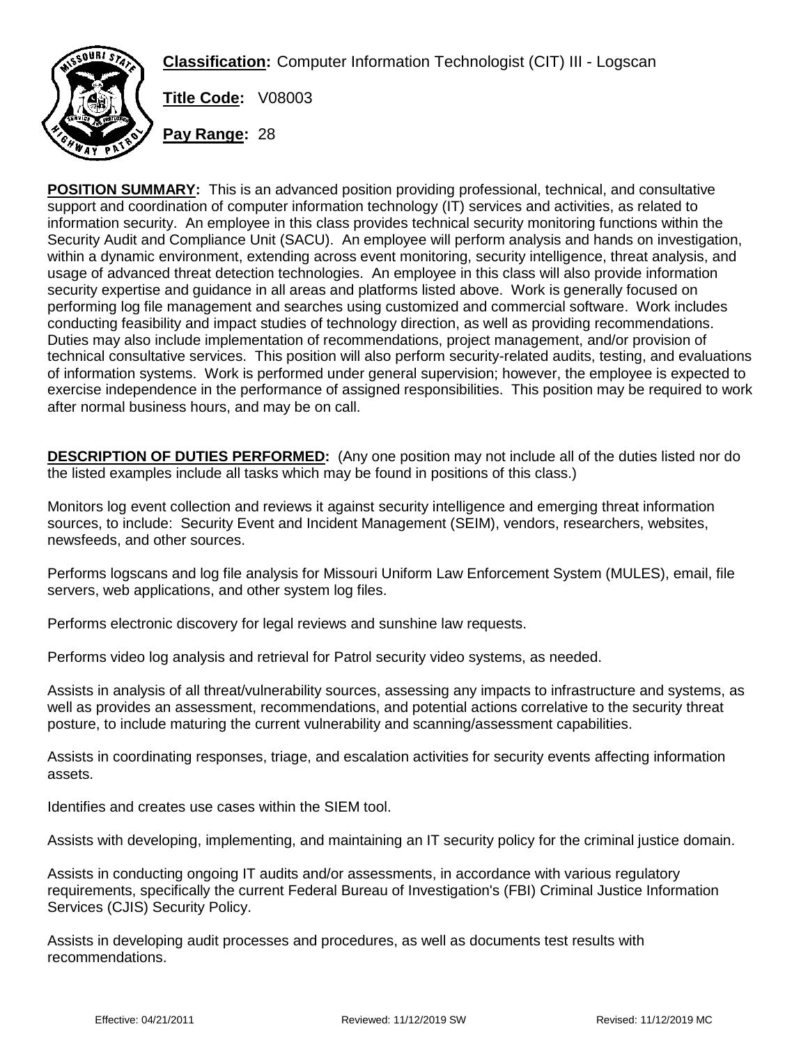**Classification:** Computer Information Technologist (CIT) III - Logscan

**Title Code:** V08003

**Pay Range:** 28

**POSITION SUMMARY:** This is an advanced position providing professional, technical, and consultative support and coordination of computer information technology (IT) services and activities, as related to information security. An employee in this class provides technical security monitoring functions within the Security Audit and Compliance Unit (SACU). An employee will perform analysis and hands on investigation, within a dynamic environment, extending across event monitoring, security intelligence, threat analysis, and usage of advanced threat detection technologies. An employee in this class will also provide information security expertise and guidance in all areas and platforms listed above. Work is generally focused on performing log file management and searches using customized and commercial software. Work includes conducting feasibility and impact studies of technology direction, as well as providing recommendations. Duties may also include implementation of recommendations, project management, and/or provision of technical consultative services. This position will also perform security-related audits, testing, and evaluations of information systems. Work is performed under general supervision; however, the employee is expected to exercise independence in the performance of assigned responsibilities. This position may be required to work after normal business hours, and may be on call.

**DESCRIPTION OF DUTIES PERFORMED:** (Any one position may not include all of the duties listed nor do the listed examples include all tasks which may be found in positions of this class.)

Monitors log event collection and reviews it against security intelligence and emerging threat information sources, to include: Security Event and Incident Management (SEIM), vendors, researchers, websites, newsfeeds, and other sources.

Performs logscans and log file analysis for Missouri Uniform Law Enforcement System (MULES), email, file servers, web applications, and other system log files.

Performs electronic discovery for legal reviews and sunshine law requests.

Performs video log analysis and retrieval for Patrol security video systems, as needed.

Assists in analysis of all threat/vulnerability sources, assessing any impacts to infrastructure and systems, as well as provides an assessment, recommendations, and potential actions correlative to the security threat posture, to include maturing the current vulnerability and scanning/assessment capabilities.

Assists in coordinating responses, triage, and escalation activities for security events affecting information assets.

Identifies and creates use cases within the SIEM tool.

Assists with developing, implementing, and maintaining an IT security policy for the criminal justice domain.

Assists in conducting ongoing IT audits and/or assessments, in accordance with various regulatory requirements, specifically the current Federal Bureau of Investigation's (FBI) Criminal Justice Information Services (CJIS) Security Policy.

Assists in developing audit processes and procedures, as well as documents test results with recommendations.

Effective: 04/21/2011 Reviewed: 11/12/2019 SW Revised: 11/12/2019 MC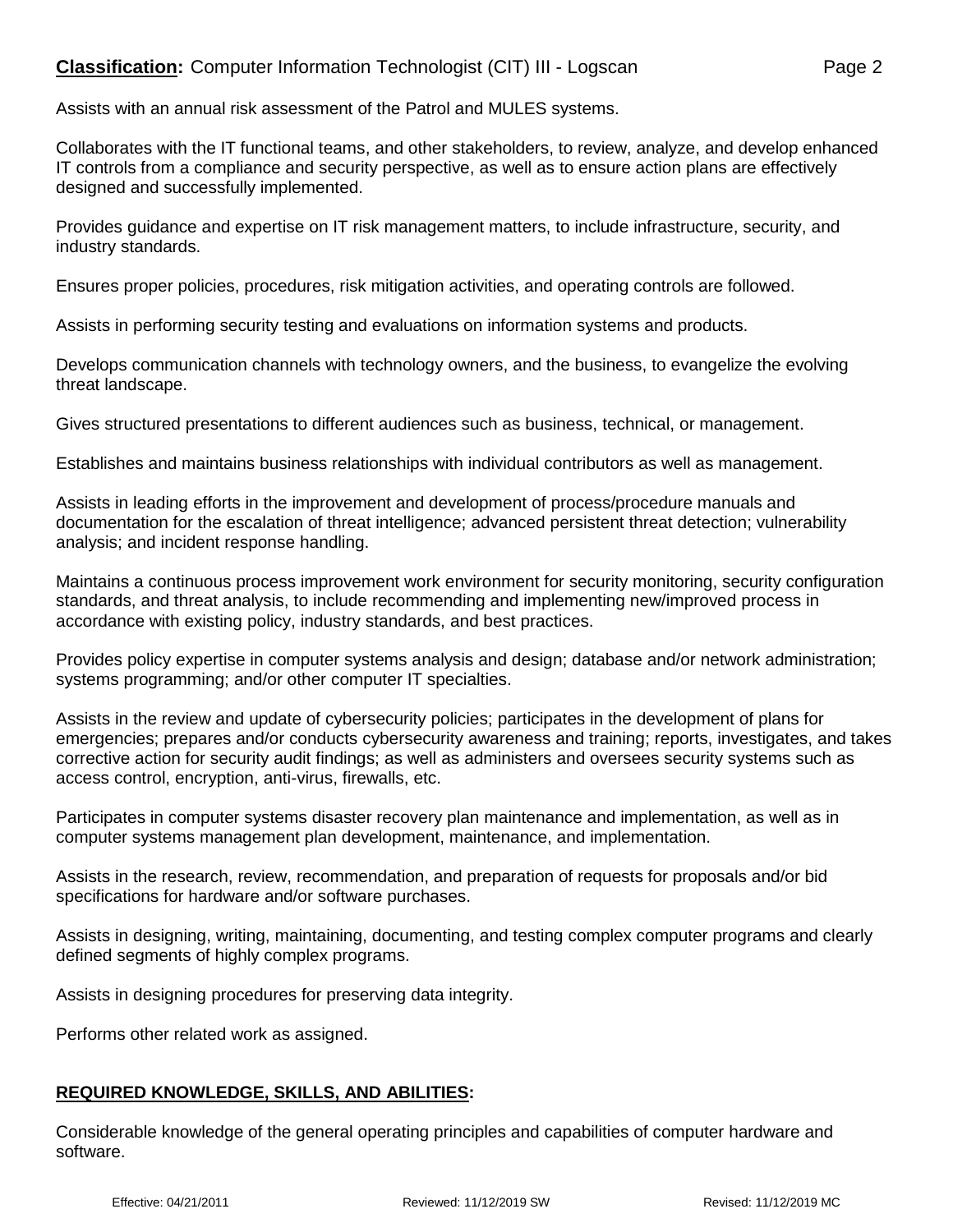Assists with an annual risk assessment of the Patrol and MULES systems.

Collaborates with the IT functional teams, and other stakeholders, to review, analyze, and develop enhanced IT controls from a compliance and security perspective, as well as to ensure action plans are effectively designed and successfully implemented.

Provides guidance and expertise on IT risk management matters, to include infrastructure, security, and industry standards.

Ensures proper policies, procedures, risk mitigation activities, and operating controls are followed.

Assists in performing security testing and evaluations on information systems and products.

Develops communication channels with technology owners, and the business, to evangelize the evolving threat landscape.

Gives structured presentations to different audiences such as business, technical, or management.

Establishes and maintains business relationships with individual contributors as well as management.

Assists in leading efforts in the improvement and development of process/procedure manuals and documentation for the escalation of threat intelligence; advanced persistent threat detection; vulnerability analysis; and incident response handling.

Maintains a continuous process improvement work environment for security monitoring, security configuration standards, and threat analysis, to include recommending and implementing new/improved process in accordance with existing policy, industry standards, and best practices.

Provides policy expertise in computer systems analysis and design; database and/or network administration; systems programming; and/or other computer IT specialties.

Assists in the review and update of cybersecurity policies; participates in the development of plans for emergencies; prepares and/or conducts cybersecurity awareness and training; reports, investigates, and takes corrective action for security audit findings; as well as administers and oversees security systems such as access control, encryption, anti-virus, firewalls, etc.

Participates in computer systems disaster recovery plan maintenance and implementation, as well as in computer systems management plan development, maintenance, and implementation.

Assists in the research, review, recommendation, and preparation of requests for proposals and/or bid specifications for hardware and/or software purchases.

Assists in designing, writing, maintaining, documenting, and testing complex computer programs and clearly defined segments of highly complex programs.

Assists in designing procedures for preserving data integrity.

Performs other related work as assigned.

## REQUIRED KNOWLEDGE, SKILLS, AND ABILITIES:

Considerable knowledge of the general operating principles and capabilities of computer hardware and software.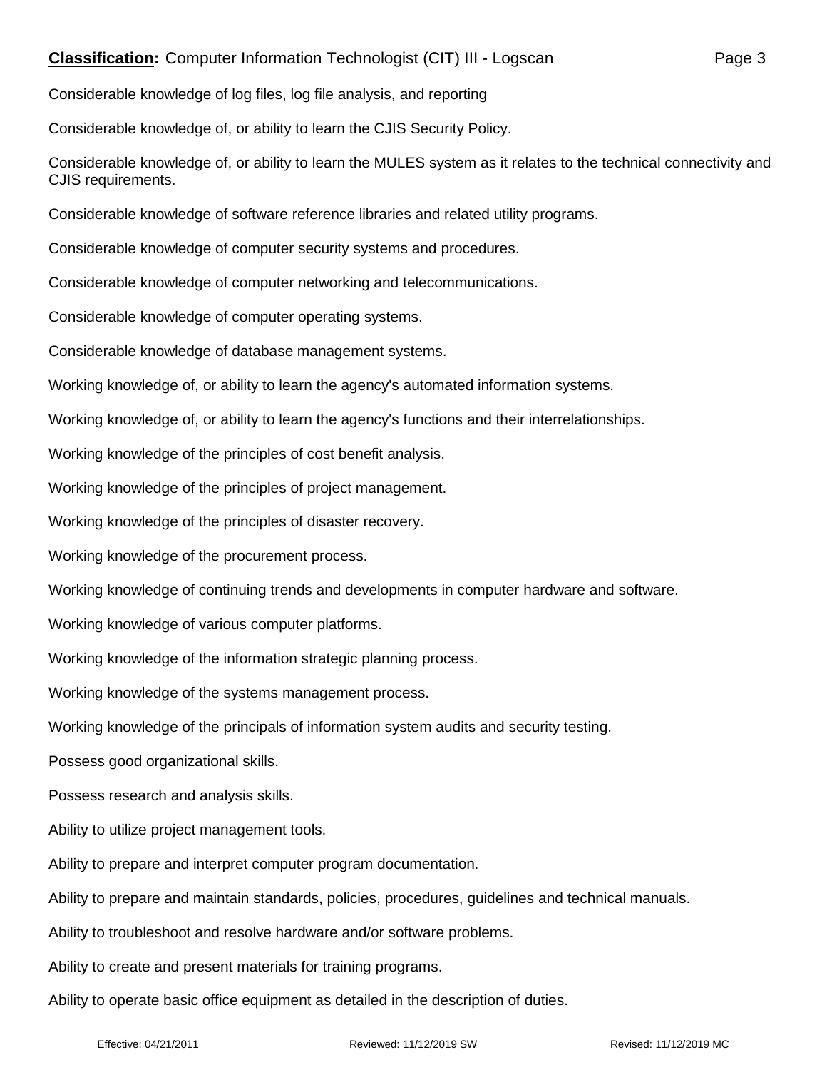Considerable knowledge of log files, log file analysis, and reporting

Considerable knowledge of, or ability to learn the CJIS Security Policy.

Considerable knowledge of, or ability to learn the MULES system as it relates to the technical connectivity and CJIS requirements.

Considerable knowledge of software reference libraries and related utility programs.

Considerable knowledge of computer security systems and procedures.

Considerable knowledge of computer networking and telecommunications.

Considerable knowledge of computer operating systems.

Considerable knowledge of database management systems.

Working knowledge of, or ability to learn the agency's automated information systems.

Working knowledge of, or ability to learn the agency's functions and their interrelationships.

Working knowledge of the principles of cost benefit analysis.

Working knowledge of the principles of project management.

Working knowledge of the principles of disaster recovery.

Working knowledge of the procurement process.

Working knowledge of continuing trends and developments in computer hardware and software.

Working knowledge of various computer platforms.

Working knowledge of the information strategic planning process.

Working knowledge of the systems management process.

Working knowledge of the principals of information system audits and security testing.

Possess good organizational skills.

Possess research and analysis skills.

Ability to utilize project management tools.

Ability to prepare and interpret computer program documentation.

Ability to prepare and maintain standards, policies, procedures, guidelines and technical manuals.

Ability to troubleshoot and resolve hardware and/or software problems.

Ability to create and present materials for training programs.

Ability to operate basic office equipment as detailed in the description of duties.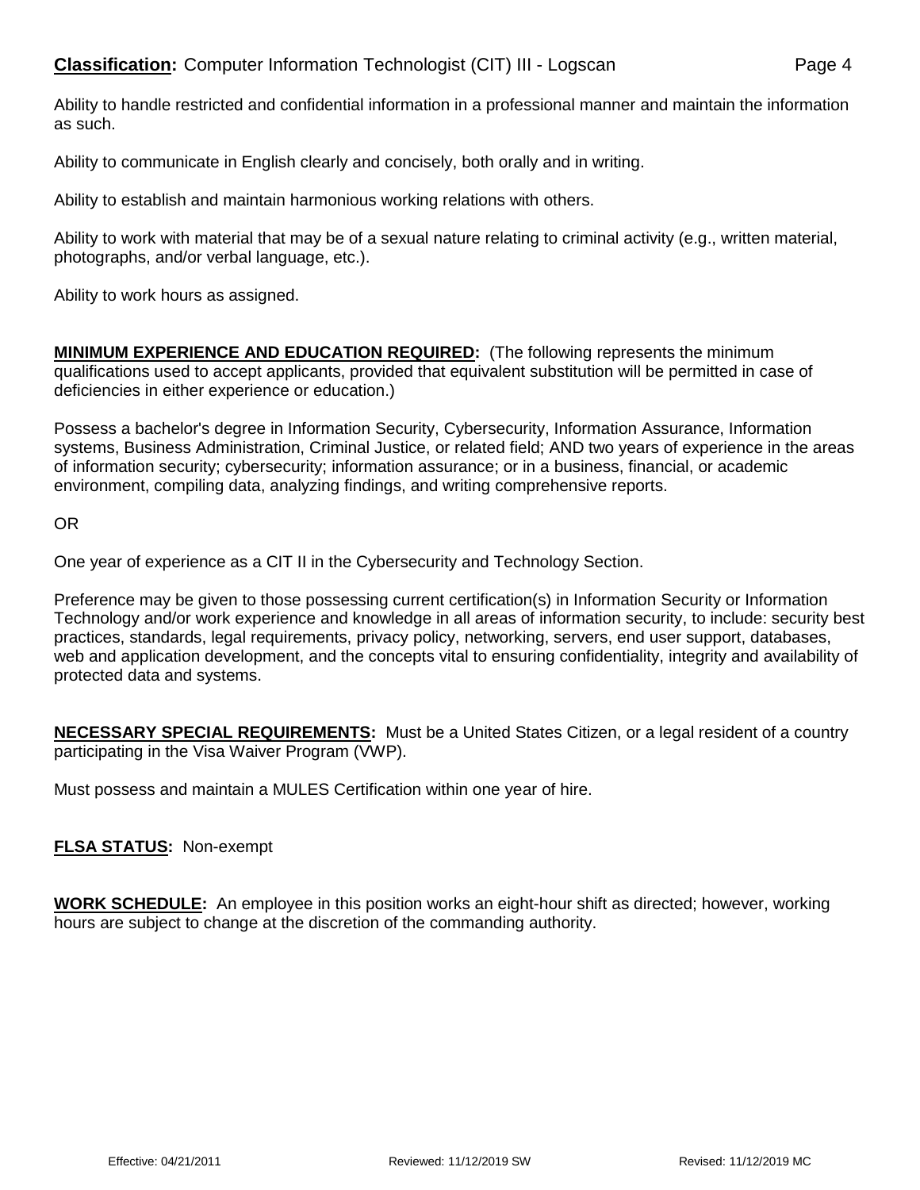Ability to handle restricted and confidential information in a professional manner and maintain the information as such.

Ability to communicate in English clearly and concisely, both orally and in writing.

Ability to establish and maintain harmonious working relations with others.

Ability to work with material that may be of a sexual nature relating to criminal activity (e.g., written material, photographs, and/or verbal language, etc.).

Ability to work hours as assigned.

**MINIMUM EXPERIENCE AND EDUCATION REQUIRED:** (The following represents the minimum qualifications used to accept applicants, provided that equivalent substitution will be permitted in case of deficiencies in either experience or education.)

Possess a bachelor's degree in Information Security, Cybersecurity, Information Assurance, Information systems, Business Administration, Criminal Justice, or related field; AND two years of experience in the areas of information security; cybersecurity; information assurance; or in a business, financial, or academic environment, compiling data, analyzing findings, and writing comprehensive reports.

OR

One year of experience as a CIT II in the Cybersecurity and Technology Section.

Preference may be given to those possessing current certification(s) in Information Security or Information Technology and/or work experience and knowledge in all areas of information security, to include: security best practices, standards, legal requirements, privacy policy, networking, servers, end user support, databases, web and application development, and the concepts vital to ensuring confidentiality, integrity and availability of protected data and systems.

**NECESSARY SPECIAL REQUIREMENTS:** Must be a United States Citizen, or a legal resident of a country participating in the Visa Waiver Program (VWP).

Must possess and maintain a MULES Certification within one year of hire.

**FLSA STATUS:** Non-exempt

**WORK SCHEDULE:** An employee in this position works an eight-hour shift as directed; however, working hours are subject to change at the discretion of the commanding authority.